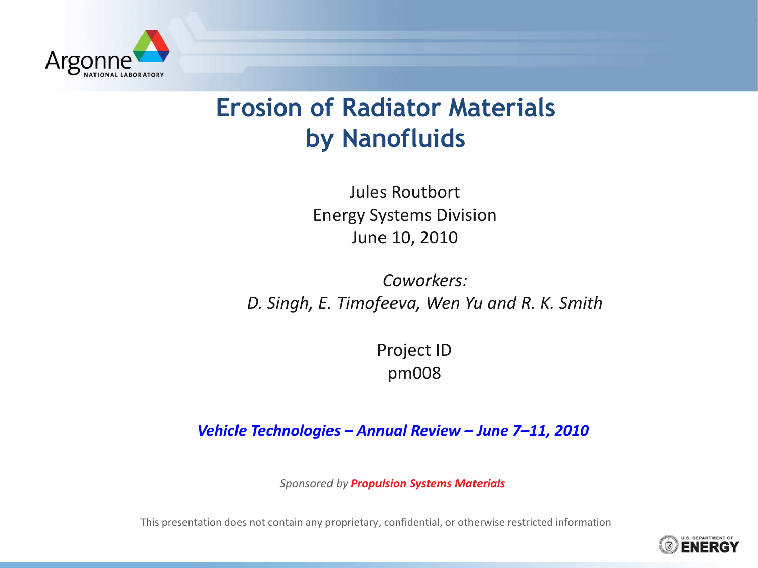# Erosion of Radiator Materials by Nanofluids

Jules Routbort
Energy Systems Division
June 10, 2010

*Coworkers:*
*D. Singh, E. Timofeeva, Wen Yu and R. K. Smith*

Project ID
pm008

***Vehicle Technologies – Annual Review – June 7–11, 2010***

*Sponsored by* ***Propulsion Systems Materials***

This presentation does not contain any proprietary, confidential, or otherwise restricted information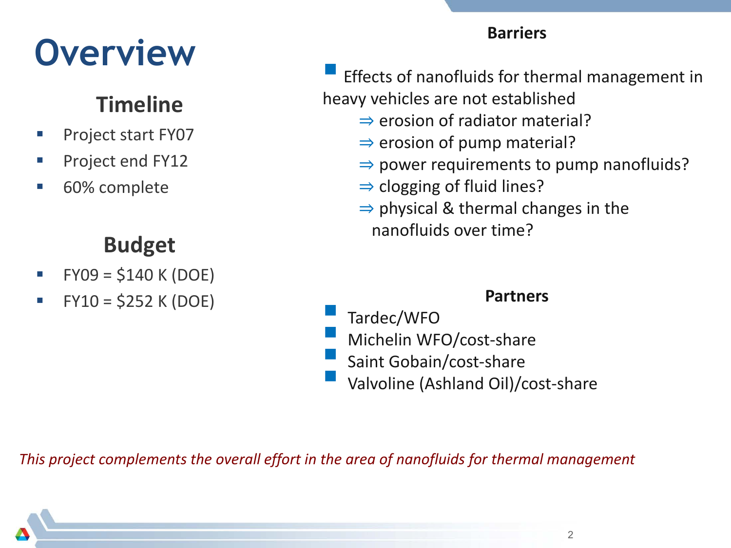# Overview

## Timeline

- Project start FY07
- Project end FY12
- 60% complete

## Budget

- FY09 = $140 K (DOE)
- FY10 = $252 K (DOE)

## Barriers

- Effects of nanofluids for thermal management in heavy vehicles are not established
  - ⇒ erosion of radiator material?
  - ⇒ erosion of pump material?
  - ⇒ power requirements to pump nanofluids?
  - ⇒ clogging of fluid lines?
  - ⇒ physical & thermal changes in the nanofluids over time?

## Partners

- Tardec/WFO
- Michelin WFO/cost-share
- Saint Gobain/cost-share
- Valvoline (Ashland Oil)/cost-share

*This project complements the overall effort in the area of nanofluids for thermal management*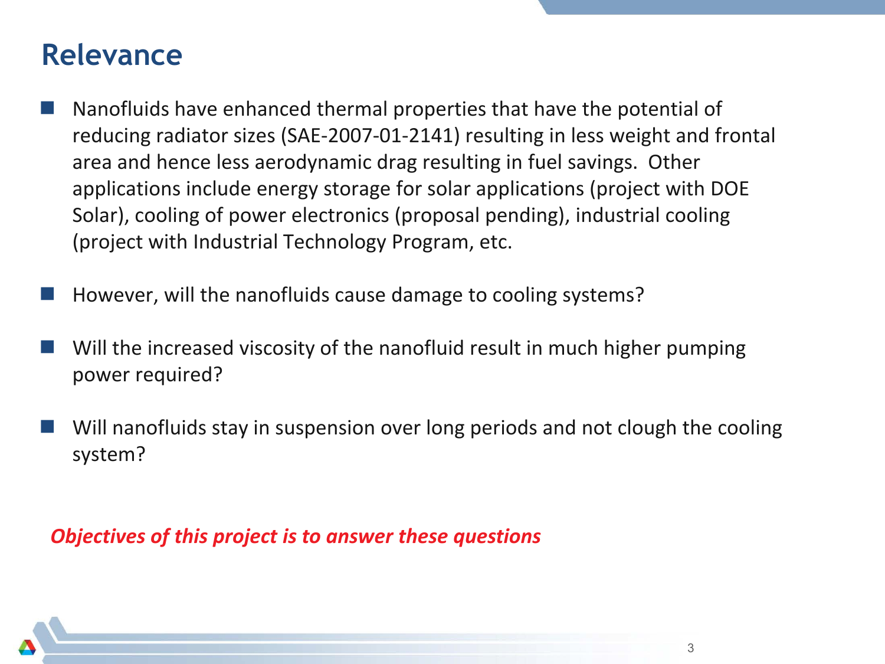# Relevance

- Nanofluids have enhanced thermal properties that have the potential of reducing radiator sizes (SAE-2007-01-2141) resulting in less weight and frontal area and hence less aerodynamic drag resulting in fuel savings. Other applications include energy storage for solar applications (project with DOE Solar), cooling of power electronics (proposal pending), industrial cooling (project with Industrial Technology Program, etc.

- However, will the nanofluids cause damage to cooling systems?

- Will the increased viscosity of the nanofluid result in much higher pumping power required?

- Will nanofluids stay in suspension over long periods and not clough the cooling system?

***Objectives of this project is to answer these questions***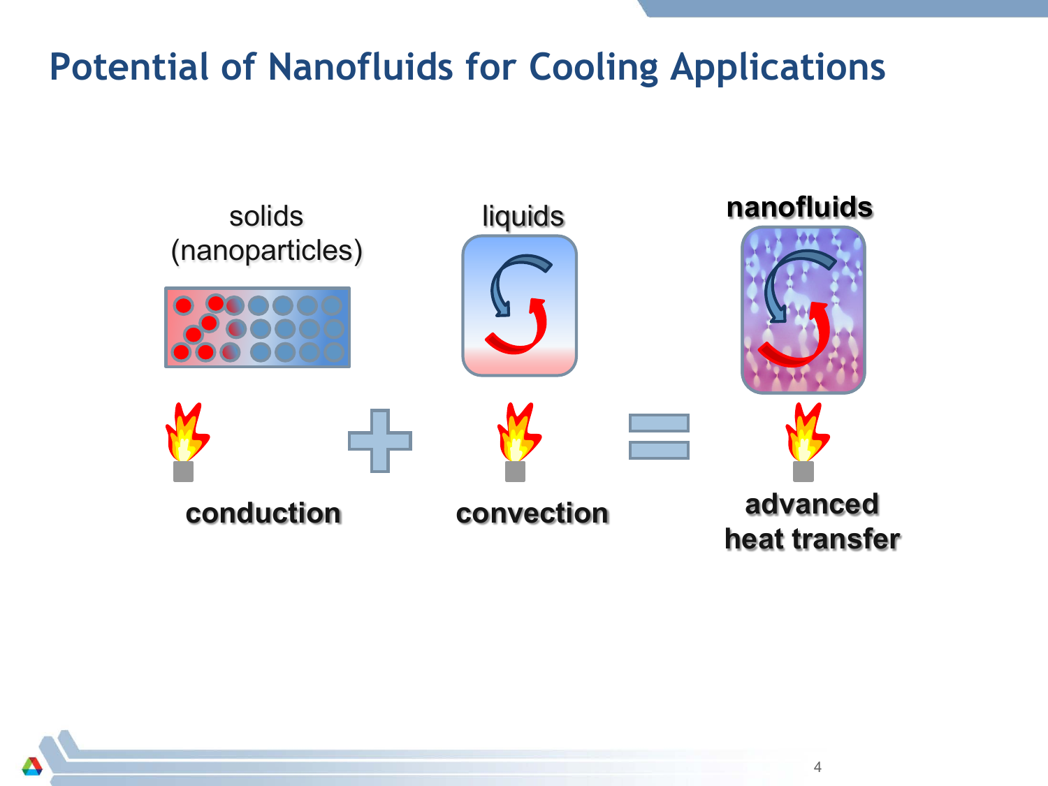# Potential of Nanofluids for Cooling Applications

solids (nanoparticles) + liquids = **nanofluids**

**conduction** + **convection** = **advanced heat transfer**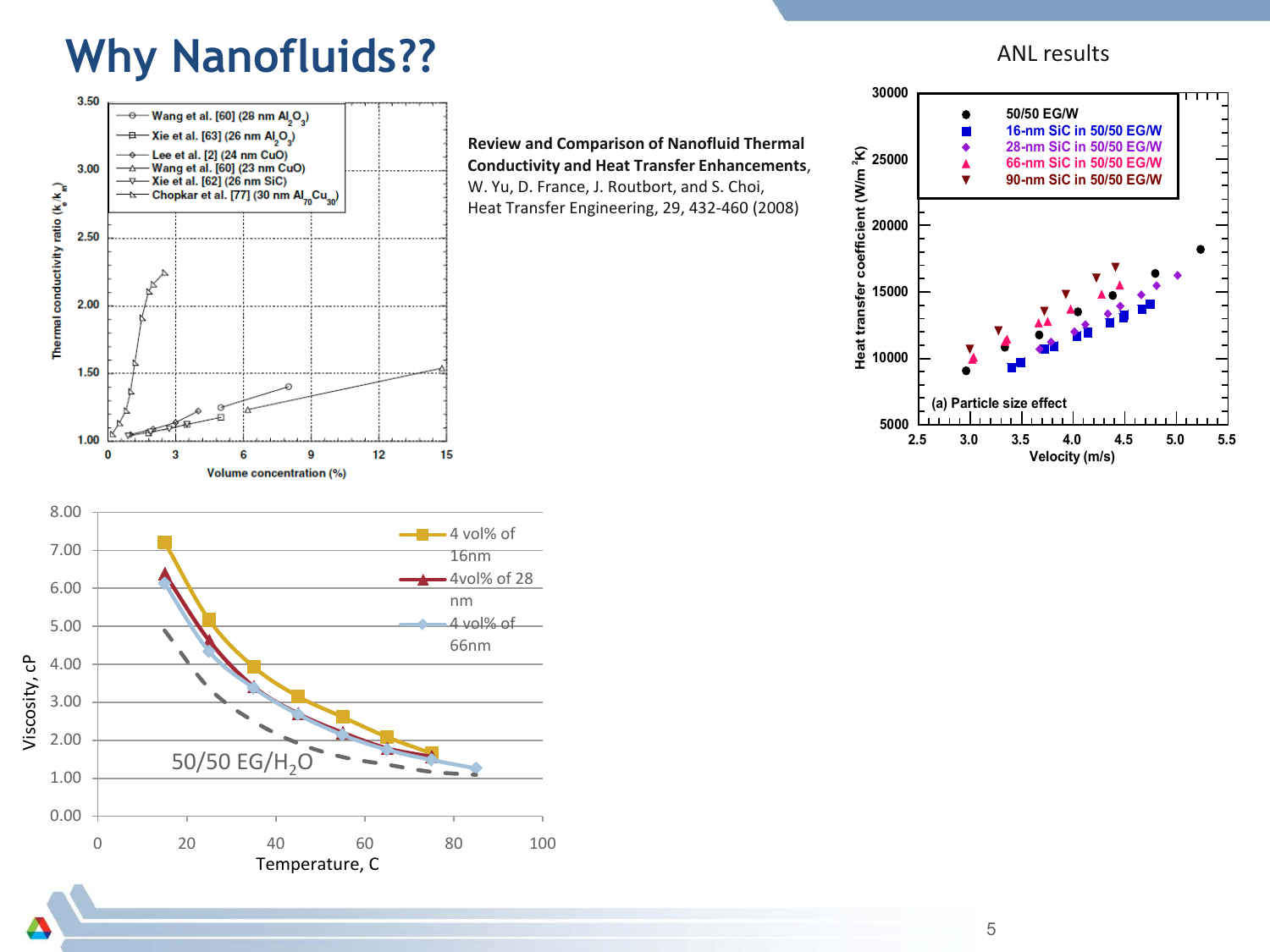# Why Nanofluids??

**Review and Comparison of Nanofluid Thermal Conductivity and Heat Transfer Enhancements**, W. Yu, D. France, J. Routbort, and S. Choi, Heat Transfer Engineering, 29, 432-460 (2008)

ANL results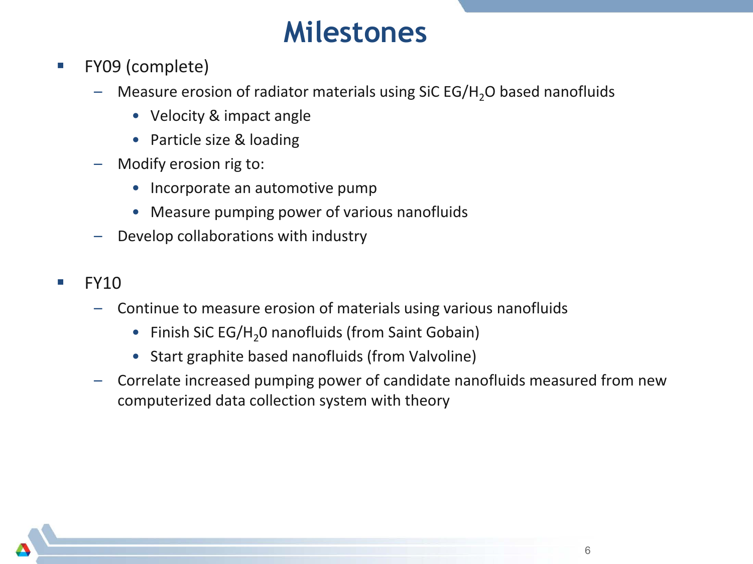# Milestones

- FY09 (complete)
  - Measure erosion of radiator materials using SiC EG/$H_2O$ based nanofluids
    - Velocity & impact angle
    - Particle size & loading
  - Modify erosion rig to:
    - Incorporate an automotive pump
    - Measure pumping power of various nanofluids
  - Develop collaborations with industry

- FY10
  - Continue to measure erosion of materials using various nanofluids
    - Finish SiC EG/$H_20$ nanofluids (from Saint Gobain)
    - Start graphite based nanofluids (from Valvoline)
  - Correlate increased pumping power of candidate nanofluids measured from new computerized data collection system with theory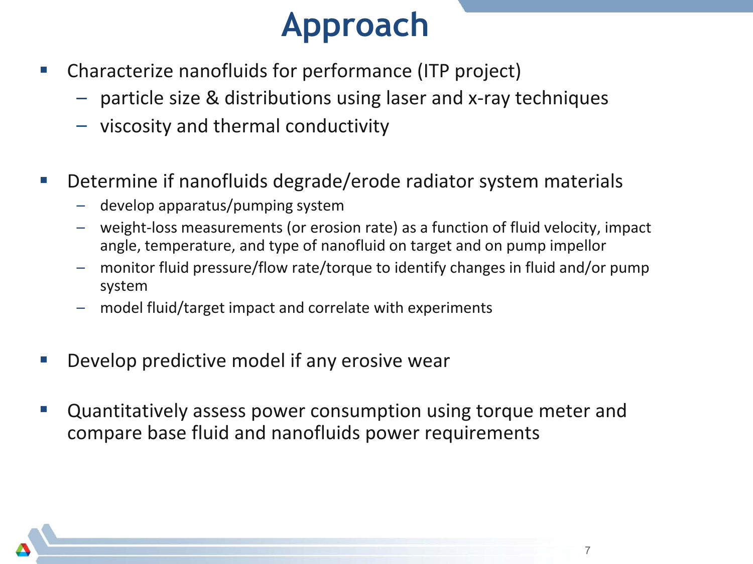# Approach

- Characterize nanofluids for performance (ITP project)
  - particle size & distributions using laser and x-ray techniques
  - viscosity and thermal conductivity

- Determine if nanofluids degrade/erode radiator system materials
  - develop apparatus/pumping system
  - weight-loss measurements (or erosion rate) as a function of fluid velocity, impact angle, temperature, and type of nanofluid on target and on pump impellor
  - monitor fluid pressure/flow rate/torque to identify changes in fluid and/or pump system
  - model fluid/target impact and correlate with experiments

- Develop predictive model if any erosive wear

- Quantitatively assess power consumption using torque meter and compare base fluid and nanofluids power requirements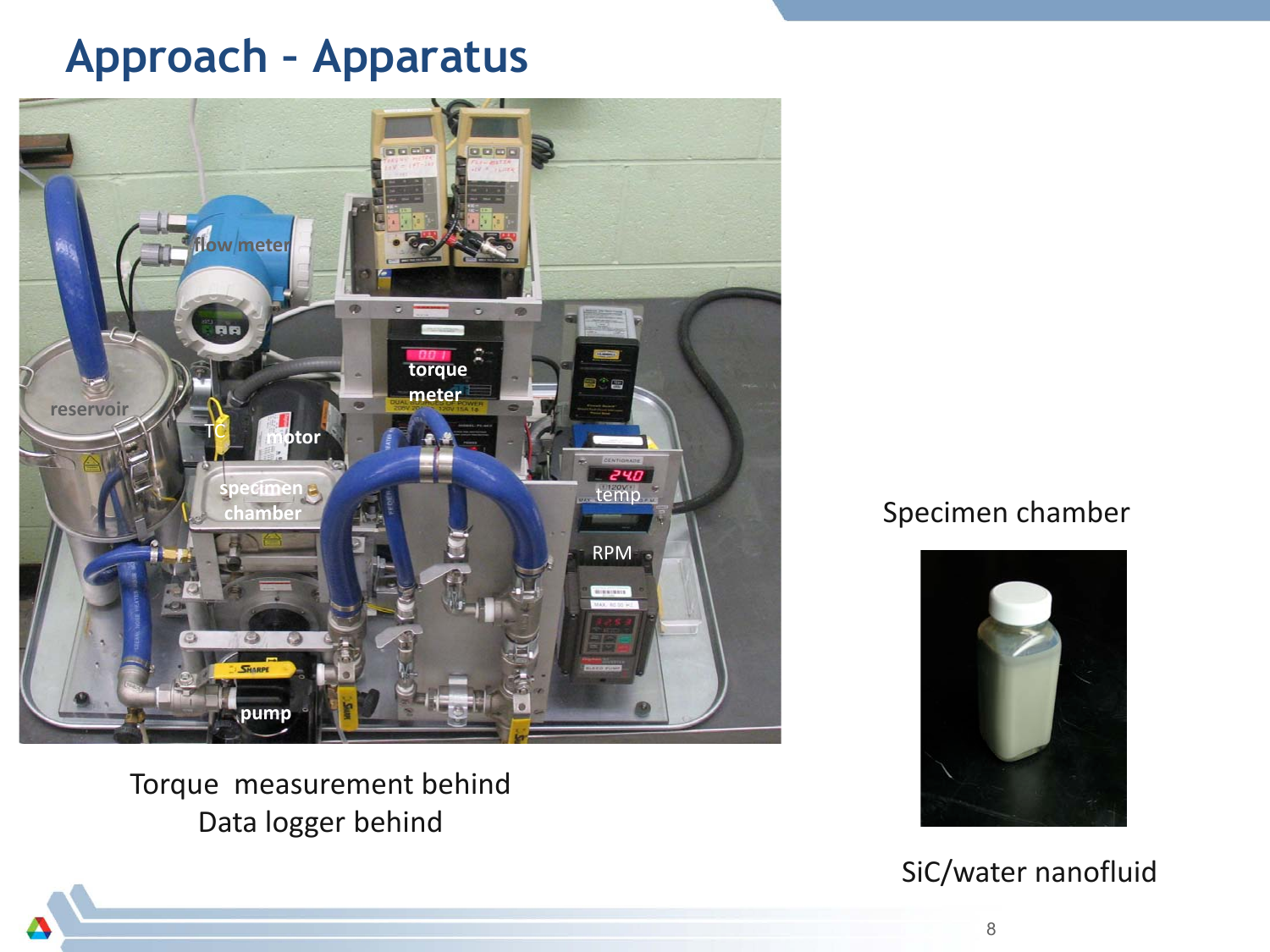# Approach – Apparatus

Torque measurement behind
Data logger behind

Specimen chamber

SiC/water nanofluid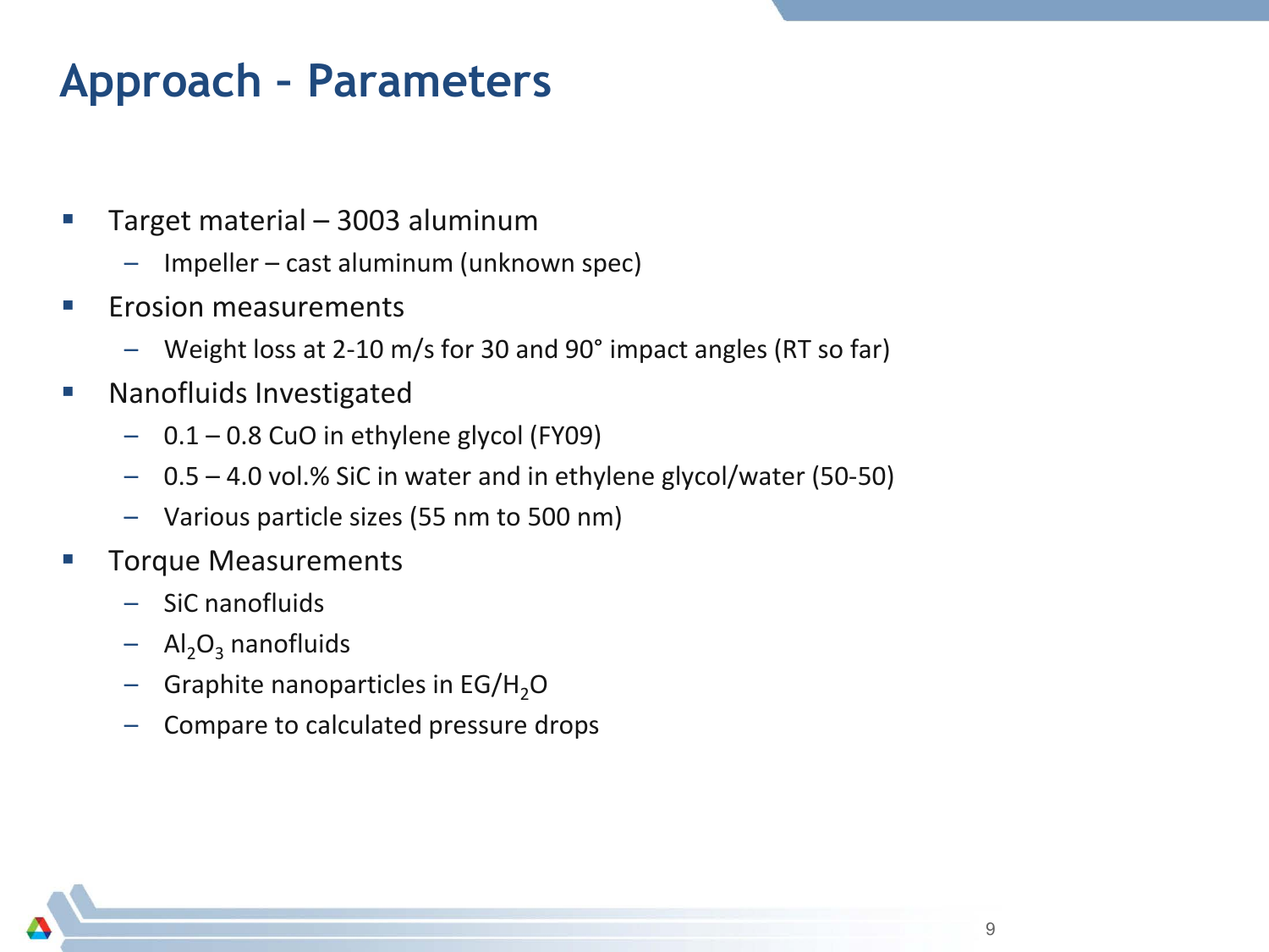# Approach – Parameters

- Target material – 3003 aluminum
  - Impeller – cast aluminum (unknown spec)
- Erosion measurements
  - Weight loss at 2-10 m/s for 30 and 90° impact angles (RT so far)
- Nanofluids Investigated
  - 0.1 – 0.8 CuO in ethylene glycol (FY09)
  - 0.5 – 4.0 vol.% SiC in water and in ethylene glycol/water (50-50)
  - Various particle sizes (55 nm to 500 nm)
- Torque Measurements
  - SiC nanofluids
  - $Al_2O_3$ nanofluids
  - Graphite nanoparticles in EG/$H_2O$
  - Compare to calculated pressure drops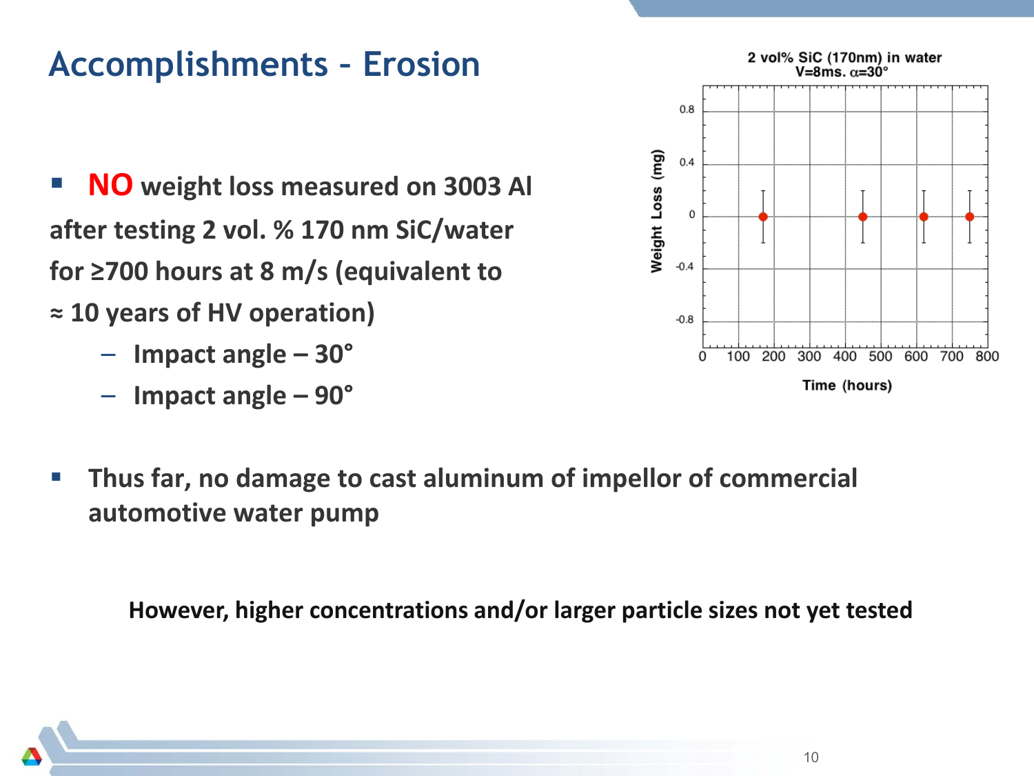# Accomplishments - Erosion

- **NO weight loss measured on 3003 Al after testing 2 vol. % 170 nm SiC/water for ≥700 hours at 8 m/s (equivalent to ≈ 10 years of HV operation)**
  - **Impact angle – 30°**
  - **Impact angle – 90°**

- **Thus far, no damage to cast aluminum of impellor of commercial automotive water pump**

**However, higher concentrations and/or larger particle sizes not yet tested**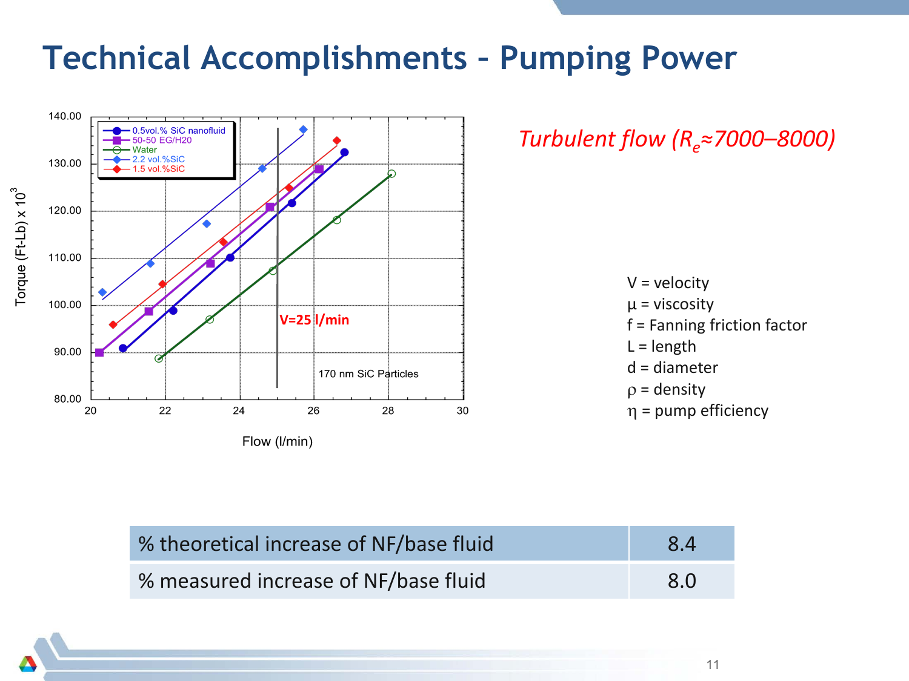# Technical Accomplishments – Pumping Power

*Turbulent flow ($R_e$≈7000–8000)*

Torque (Ft-Lb) x $10^3$ vs. Flow (l/min)

Legend: 0.5vol.% SiC nanofluid; 50-50 EG/H20; Water; 2.2 vol.%SiC; 1.5 vol.%SiC

V=25 l/min

170 nm SiC Particles

V = velocity
μ = viscosity
f = Fanning friction factor
L = length
d = diameter
ρ = density
η = pump efficiency

| % theoretical increase of NF/base fluid | 8.4 |
|---|---|
| % measured increase of NF/base fluid | 8.0 |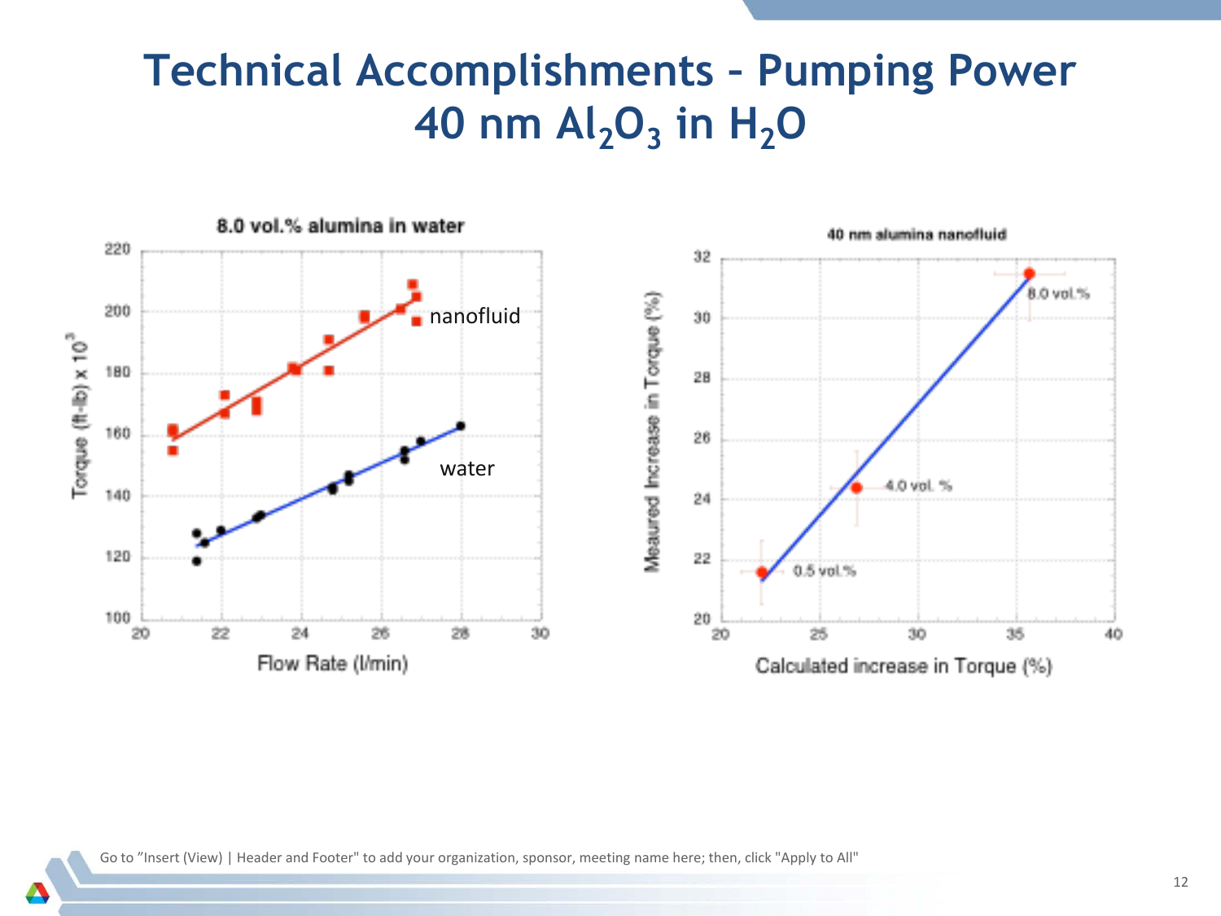# Technical Accomplishments – Pumping Power 40 nm $Al_2O_3$ in $H_2O$

8.0 vol.% alumina in water

Torque (ft-lb) x $10^3$

Flow Rate (l/min)

nanofluid

water

40 nm alumina nanofluid

Meaured Increase in Torque (%)

Calculated increase in Torque (%)

0.5 vol.%

4.0 vol. %

8.0 vol.%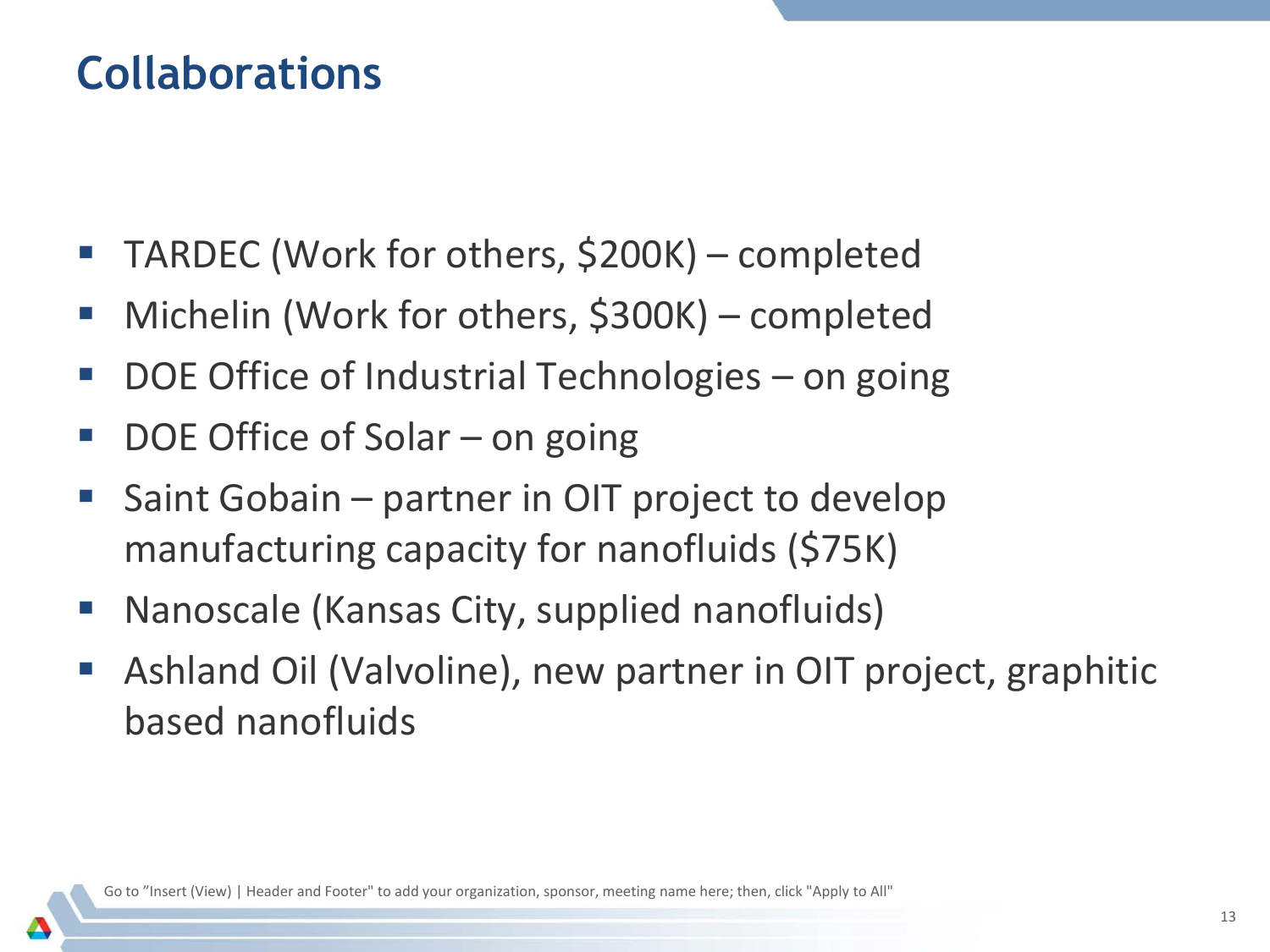# Collaborations

- TARDEC (Work for others, $200K) – completed
- Michelin (Work for others, $300K) – completed
- DOE Office of Industrial Technologies – on going
- DOE Office of Solar – on going
- Saint Gobain – partner in OIT project to develop manufacturing capacity for nanofluids ($75K)
- Nanoscale (Kansas City, supplied nanofluids)
- Ashland Oil (Valvoline), new partner in OIT project, graphitic based nanofluids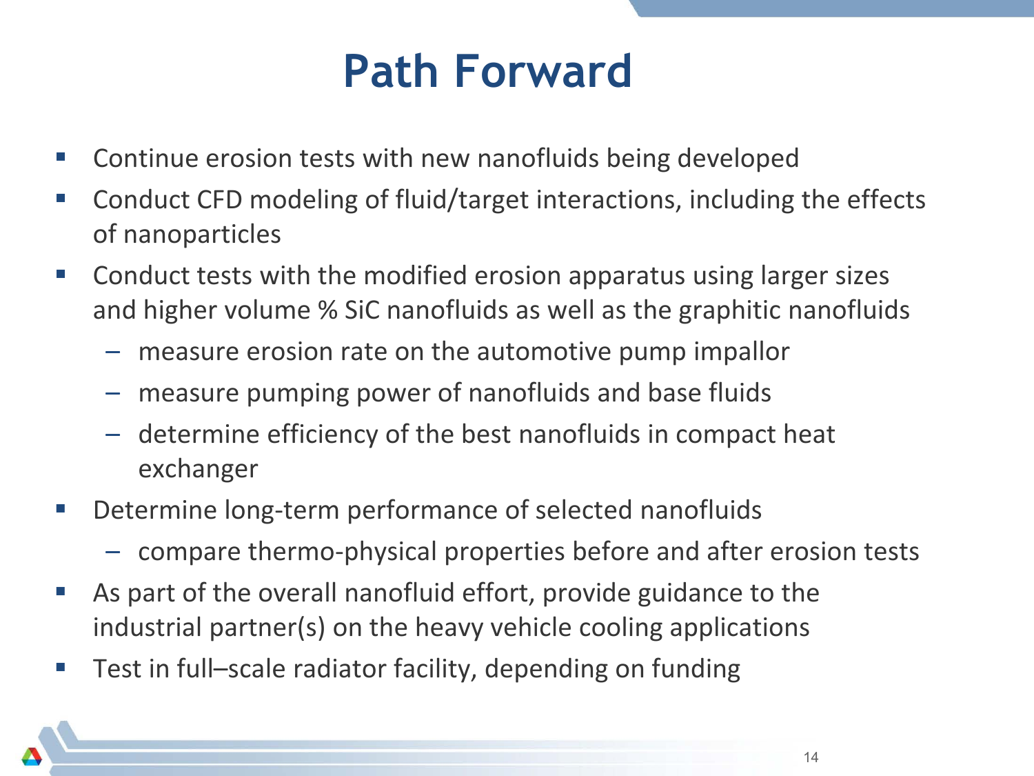# Path Forward

- Continue erosion tests with new nanofluids being developed
- Conduct CFD modeling of fluid/target interactions, including the effects of nanoparticles
- Conduct tests with the modified erosion apparatus using larger sizes and higher volume % SiC nanofluids as well as the graphitic nanofluids
  - measure erosion rate on the automotive pump impallor
  - measure pumping power of nanofluids and base fluids
  - determine efficiency of the best nanofluids in compact heat exchanger
- Determine long-term performance of selected nanofluids
  - compare thermo-physical properties before and after erosion tests
- As part of the overall nanofluid effort, provide guidance to the industrial partner(s) on the heavy vehicle cooling applications
- Test in full–scale radiator facility, depending on funding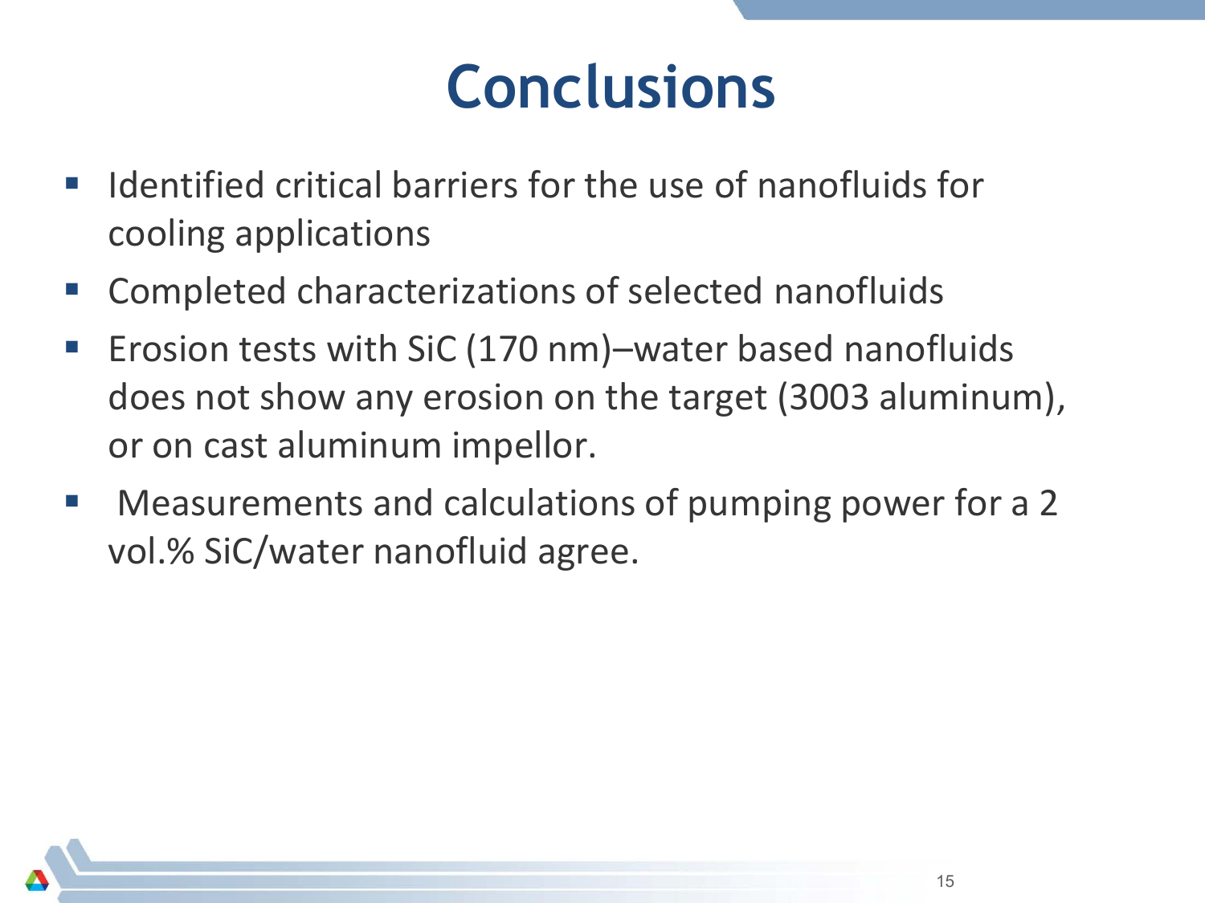# Conclusions

- Identified critical barriers for the use of nanofluids for cooling applications
- Completed characterizations of selected nanofluids
- Erosion tests with SiC (170 nm)–water based nanofluids does not show any erosion on the target (3003 aluminum), or on cast aluminum impellor.
- Measurements and calculations of pumping power for a 2 vol.% SiC/water nanofluid agree.